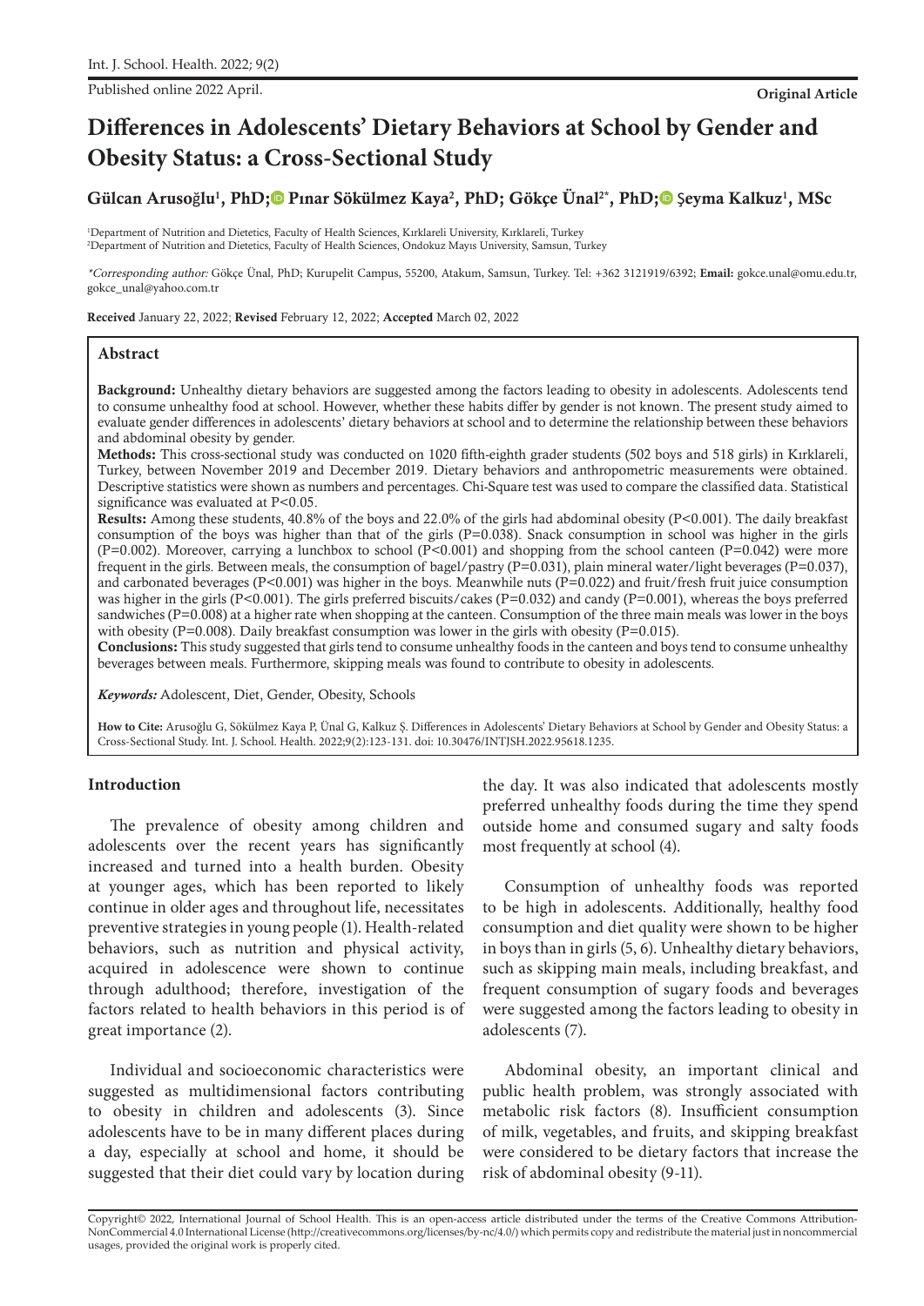Original Article

# Differences in Adolescents' Dietary Behaviors at School by Gender and Obesity Status: a Cross-Sectional Study

**Gülcan Arusoğlu[1], PhD; Pınar Sökülmez Kaya[2], PhD; Gökçe Ünal[2*], PhD; Şeyma Kalkuz[1], MSc**

[1]Department of Nutrition and Dietetics, Faculty of Health Sciences, Kırklareli University, Kırklareli, Turkey
[2]Department of Nutrition and Dietetics, Faculty of Health Sciences, Ondokuz Mayıs University, Samsun, Turkey

*\*Corresponding author:* Gökçe Ünal, PhD; Kurupelit Campus, 55200, Atakum, Samsun, Turkey. Tel: +362 3121919/6392; **Email:** gokce.unal@omu.edu.tr, gokce_unal@yahoo.com.tr

**Received** January 22, 2022; **Revised** February 12, 2022; **Accepted** March 02, 2022

## Abstract

**Background:** Unhealthy dietary behaviors are suggested among the factors leading to obesity in adolescents. Adolescents tend to consume unhealthy food at school. However, whether these habits differ by gender is not known. The present study aimed to evaluate gender differences in adolescents' dietary behaviors at school and to determine the relationship between these behaviors and abdominal obesity by gender.

**Methods:** This cross-sectional study was conducted on 1020 fifth-eighth grader students (502 boys and 518 girls) in Kırklareli, Turkey, between November 2019 and December 2019. Dietary behaviors and anthropometric measurements were obtained. Descriptive statistics were shown as numbers and percentages. Chi-Square test was used to compare the classified data. Statistical significance was evaluated at $P<0.05$.

**Results:** Among these students, 40.8% of the boys and 22.0% of the girls had abdominal obesity ($P<0.001$). The daily breakfast consumption of the boys was higher than that of the girls ($P=0.038$). Snack consumption in school was higher in the girls ($P=0.002$). Moreover, carrying a lunchbox to school ($P<0.001$) and shopping from the school canteen ($P=0.042$) were more frequent in the girls. Between meals, the consumption of bagel/pastry ($P=0.031$), plain mineral water/light beverages ($P=0.037$), and carbonated beverages ($P<0.001$) was higher in the boys. Meanwhile nuts ($P=0.022$) and fruit/fresh fruit juice consumption was higher in the girls ($P<0.001$). The girls preferred biscuits/cakes ($P=0.032$) and candy ($P=0.001$), whereas the boys preferred sandwiches ($P=0.008$) at a higher rate when shopping at the canteen. Consumption of the three main meals was lower in the boys with obesity ($P=0.008$). Daily breakfast consumption was lower in the girls with obesity ($P=0.015$).

**Conclusions:** This study suggested that girls tend to consume unhealthy foods in the canteen and boys tend to consume unhealthy beverages between meals. Furthermore, skipping meals was found to contribute to obesity in adolescents.

***Keywords:*** Adolescent, Diet, Gender, Obesity, Schools

**How to Cite:** Arusoğlu G, Sökülmez Kaya P, Ünal G, Kalkuz Ş. Differences in Adolescents' Dietary Behaviors at School by Gender and Obesity Status: a Cross-Sectional Study. Int. J. School. Health. 2022;9(2):123-131. doi: 10.30476/INTJSH.2022.95618.1235.

## Introduction

The prevalence of obesity among children and adolescents over the recent years has significantly increased and turned into a health burden. Obesity at younger ages, which has been reported to likely continue in older ages and throughout life, necessitates preventive strategies in young people (1). Health-related behaviors, such as nutrition and physical activity, acquired in adolescence were shown to continue through adulthood; therefore, investigation of the factors related to health behaviors in this period is of great importance (2).

Individual and socioeconomic characteristics were suggested as multidimensional factors contributing to obesity in children and adolescents (3). Since adolescents have to be in many different places during a day, especially at school and home, it should be suggested that their diet could vary by location during the day. It was also indicated that adolescents mostly preferred unhealthy foods during the time they spend outside home and consumed sugary and salty foods most frequently at school (4).

Consumption of unhealthy foods was reported to be high in adolescents. Additionally, healthy food consumption and diet quality were shown to be higher in boys than in girls (5, 6). Unhealthy dietary behaviors, such as skipping main meals, including breakfast, and frequent consumption of sugary foods and beverages were suggested among the factors leading to obesity in adolescents (7).

Abdominal obesity, an important clinical and public health problem, was strongly associated with metabolic risk factors (8). Insufficient consumption of milk, vegetables, and fruits, and skipping breakfast were considered to be dietary factors that increase the risk of abdominal obesity (9-11).

Copyright© 2022, International Journal of School Health. This is an open-access article distributed under the terms of the Creative Commons Attribution-NonCommercial 4.0 International License (http://creativecommons.org/licenses/by-nc/4.0/) which permits copy and redistribute the material just in noncommercial usages, provided the original work is properly cited.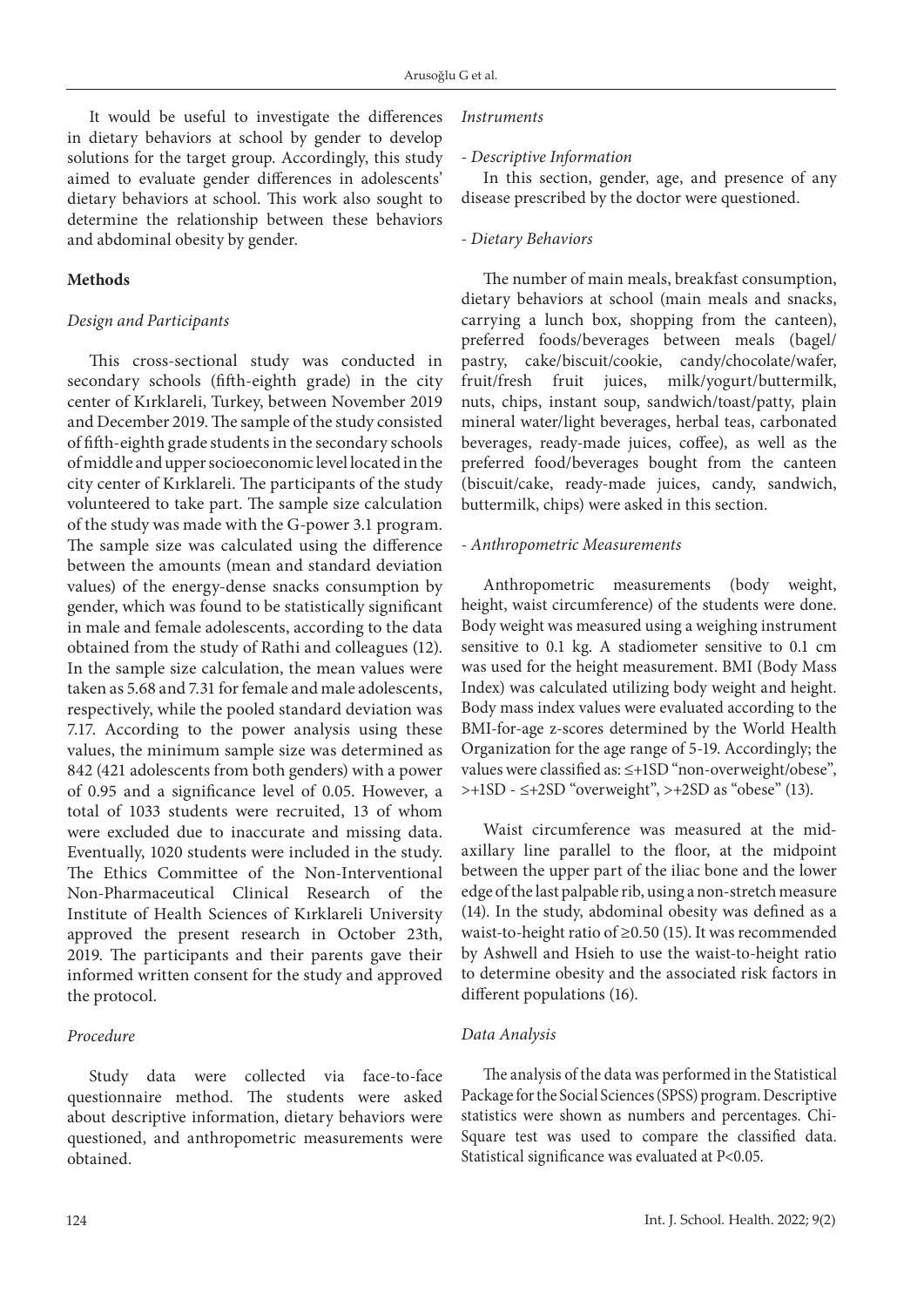It would be useful to investigate the differences in dietary behaviors at school by gender to develop solutions for the target group. Accordingly, this study aimed to evaluate gender differences in adolescents' dietary behaviors at school. This work also sought to determine the relationship between these behaviors and abdominal obesity by gender.

## Methods

### *Design and Participants*

This cross-sectional study was conducted in secondary schools (fifth-eighth grade) in the city center of Kırklareli, Turkey, between November 2019 and December 2019. The sample of the study consisted of fifth-eighth grade students in the secondary schools of middle and upper socioeconomic level located in the city center of Kırklareli. The participants of the study volunteered to take part. The sample size calculation of the study was made with the G-power 3.1 program. The sample size was calculated using the difference between the amounts (mean and standard deviation values) of the energy-dense snacks consumption by gender, which was found to be statistically significant in male and female adolescents, according to the data obtained from the study of Rathi and colleagues (12). In the sample size calculation, the mean values were taken as 5.68 and 7.31 for female and male adolescents, respectively, while the pooled standard deviation was 7.17. According to the power analysis using these values, the minimum sample size was determined as 842 (421 adolescents from both genders) with a power of 0.95 and a significance level of 0.05. However, a total of 1033 students were recruited, 13 of whom were excluded due to inaccurate and missing data. Eventually, 1020 students were included in the study. The Ethics Committee of the Non-Interventional Non-Pharmaceutical Clinical Research of the Institute of Health Sciences of Kırklareli University approved the present research in October 23th, 2019. The participants and their parents gave their informed written consent for the study and approved the protocol.

### *Procedure*

Study data were collected via face-to-face questionnaire method. The students were asked about descriptive information, dietary behaviors were questioned, and anthropometric measurements were obtained.

### *Instruments*

*- Descriptive Information*

In this section, gender, age, and presence of any disease prescribed by the doctor were questioned.

*- Dietary Behaviors*

The number of main meals, breakfast consumption, dietary behaviors at school (main meals and snacks, carrying a lunch box, shopping from the canteen), preferred foods/beverages between meals (bagel/pastry, cake/biscuit/cookie, candy/chocolate/wafer, fruit/fresh fruit juices, milk/yogurt/buttermilk, nuts, chips, instant soup, sandwich/toast/patty, plain mineral water/light beverages, herbal teas, carbonated beverages, ready-made juices, coffee), as well as the preferred food/beverages bought from the canteen (biscuit/cake, ready-made juices, candy, sandwich, buttermilk, chips) were asked in this section.

*- Anthropometric Measurements*

Anthropometric measurements (body weight, height, waist circumference) of the students were done. Body weight was measured using a weighing instrument sensitive to 0.1 kg. A stadiometer sensitive to 0.1 cm was used for the height measurement. BMI (Body Mass Index) was calculated utilizing body weight and height. Body mass index values were evaluated according to the BMI-for-age z-scores determined by the World Health Organization for the age range of 5-19. Accordingly; the values were classified as: ≤+1SD "non-overweight/obese", >+1SD - ≤+2SD "overweight", >+2SD as "obese" (13).

Waist circumference was measured at the mid-axillary line parallel to the floor, at the midpoint between the upper part of the iliac bone and the lower edge of the last palpable rib, using a non-stretch measure (14). In the study, abdominal obesity was defined as a waist-to-height ratio of ≥0.50 (15). It was recommended by Ashwell and Hsieh to use the waist-to-height ratio to determine obesity and the associated risk factors in different populations (16).

### *Data Analysis*

The analysis of the data was performed in the Statistical Package for the Social Sciences (SPSS) program. Descriptive statistics were shown as numbers and percentages. Chi-Square test was used to compare the classified data. Statistical significance was evaluated at $P<0.05$.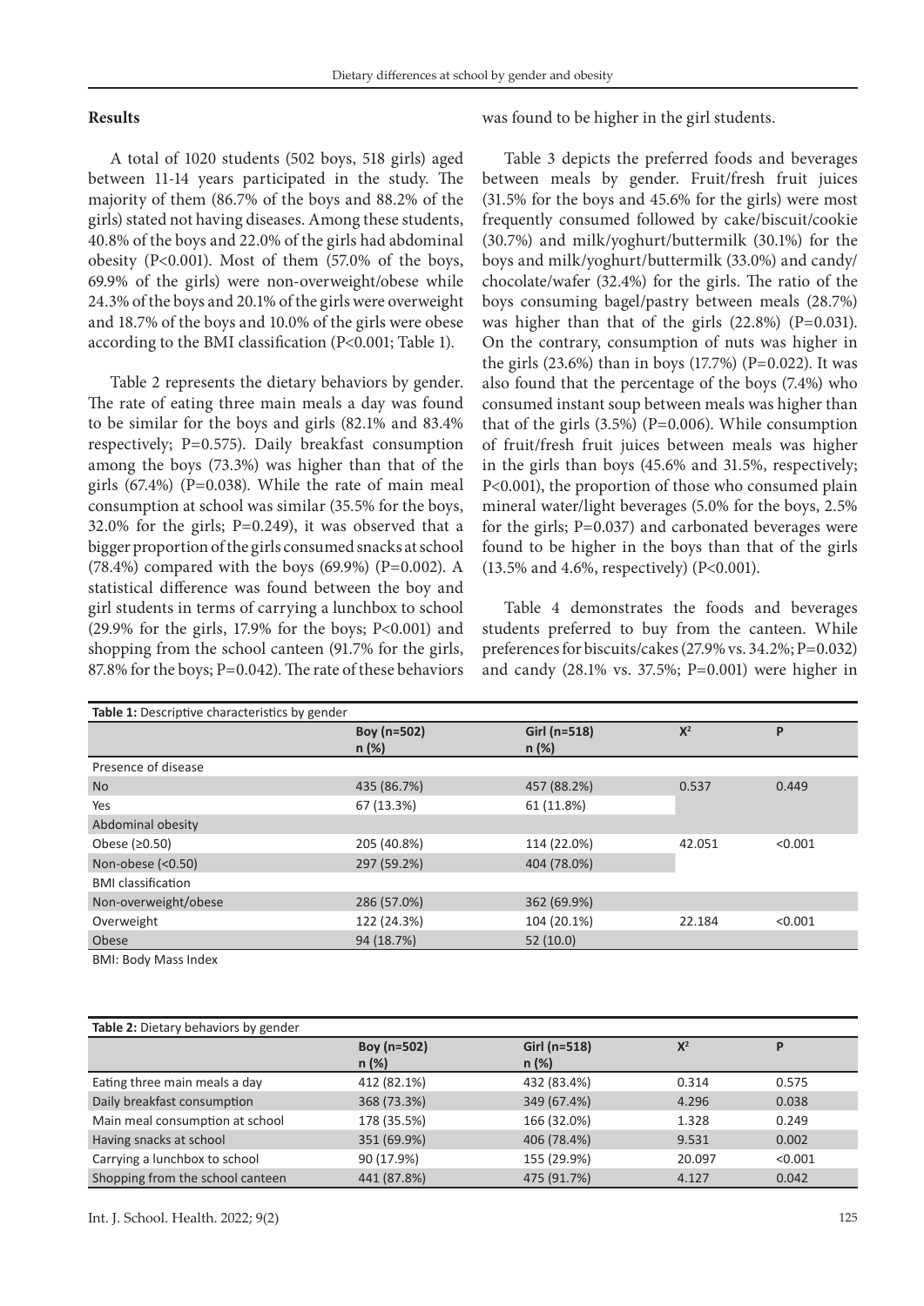## Results

A total of 1020 students (502 boys, 518 girls) aged between 11-14 years participated in the study. The majority of them (86.7% of the boys and 88.2% of the girls) stated not having diseases. Among these students, 40.8% of the boys and 22.0% of the girls had abdominal obesity (P<0.001). Most of them (57.0% of the boys, 69.9% of the girls) were non-overweight/obese while 24.3% of the boys and 20.1% of the girls were overweight and 18.7% of the boys and 10.0% of the girls were obese according to the BMI classification (P<0.001; Table 1).

Table 2 represents the dietary behaviors by gender. The rate of eating three main meals a day was found to be similar for the boys and girls (82.1% and 83.4% respectively; P=0.575). Daily breakfast consumption among the boys (73.3%) was higher than that of the girls (67.4%) (P=0.038). While the rate of main meal consumption at school was similar (35.5% for the boys, 32.0% for the girls; P=0.249), it was observed that a bigger proportion of the girls consumed snacks at school (78.4%) compared with the boys (69.9%) (P=0.002). A statistical difference was found between the boy and girl students in terms of carrying a lunchbox to school (29.9% for the girls, 17.9% for the boys; P<0.001) and shopping from the school canteen (91.7% for the girls, 87.8% for the boys; P=0.042). The rate of these behaviors was found to be higher in the girl students.

Table 3 depicts the preferred foods and beverages between meals by gender. Fruit/fresh fruit juices (31.5% for the boys and 45.6% for the girls) were most frequently consumed followed by cake/biscuit/cookie (30.7%) and milk/yoghurt/buttermilk (30.1%) for the boys and milk/yoghurt/buttermilk (33.0%) and candy/chocolate/wafer (32.4%) for the girls. The ratio of the boys consuming bagel/pastry between meals (28.7%) was higher than that of the girls (22.8%) (P=0.031). On the contrary, consumption of nuts was higher in the girls (23.6%) than in boys (17.7%) (P=0.022). It was also found that the percentage of the boys (7.4%) who consumed instant soup between meals was higher than that of the girls (3.5%) (P=0.006). While consumption of fruit/fresh fruit juices between meals was higher in the girls than boys (45.6% and 31.5%, respectively; P<0.001), the proportion of those who consumed plain mineral water/light beverages (5.0% for the boys, 2.5% for the girls; P=0.037) and carbonated beverages were found to be higher in the boys than that of the girls (13.5% and 4.6%, respectively) (P<0.001).

Table 4 demonstrates the foods and beverages students preferred to buy from the canteen. While preferences for biscuits/cakes (27.9% vs. 34.2%; P=0.032) and candy (28.1% vs. 37.5%; P=0.001) were higher in

**Table 1:** Descriptive characteristics by gender

| | Boy (n=502) n (%) | Girl (n=518) n (%) | $X^2$ | P |
|---|---|---|---|---|
| Presence of disease | | | | |
| No | 435 (86.7%) | 457 (88.2%) | 0.537 | 0.449 |
| Yes | 67 (13.3%) | 61 (11.8%) | | |
| Abdominal obesity | | | | |
| Obese (≥0.50) | 205 (40.8%) | 114 (22.0%) | 42.051 | <0.001 |
| Non-obese (<0.50) | 297 (59.2%) | 404 (78.0%) | | |
| BMI classification | | | | |
| Non-overweight/obese | 286 (57.0%) | 362 (69.9%) | | |
| Overweight | 122 (24.3%) | 104 (20.1%) | 22.184 | <0.001 |
| Obese | 94 (18.7%) | 52 (10.0) | | |

BMI: Body Mass Index

**Table 2:** Dietary behaviors by gender

| | Boy (n=502) n (%) | Girl (n=518) n (%) | $X^2$ | P |
|---|---|---|---|---|
| Eating three main meals a day | 412 (82.1%) | 432 (83.4%) | 0.314 | 0.575 |
| Daily breakfast consumption | 368 (73.3%) | 349 (67.4%) | 4.296 | 0.038 |
| Main meal consumption at school | 178 (35.5%) | 166 (32.0%) | 1.328 | 0.249 |
| Having snacks at school | 351 (69.9%) | 406 (78.4%) | 9.531 | 0.002 |
| Carrying a lunchbox to school | 90 (17.9%) | 155 (29.9%) | 20.097 | <0.001 |
| Shopping from the school canteen | 441 (87.8%) | 475 (91.7%) | 4.127 | 0.042 |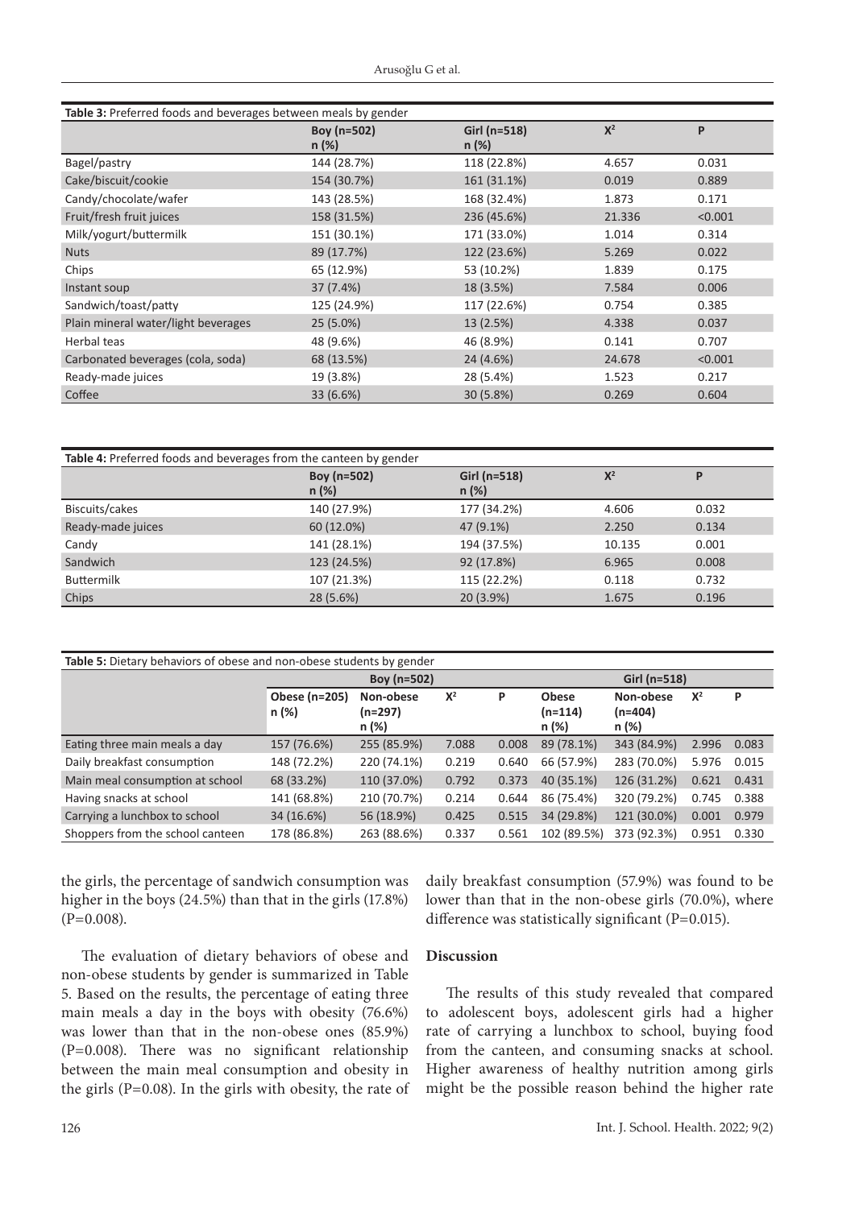**Table 3:** Preferred foods and beverages between meals by gender

| | Boy (n=502) n (%) | Girl (n=518) n (%) | $X^2$ | P |
|---|---|---|---|---|
| Bagel/pastry | 144 (28.7%) | 118 (22.8%) | 4.657 | 0.031 |
| Cake/biscuit/cookie | 154 (30.7%) | 161 (31.1%) | 0.019 | 0.889 |
| Candy/chocolate/wafer | 143 (28.5%) | 168 (32.4%) | 1.873 | 0.171 |
| Fruit/fresh fruit juices | 158 (31.5%) | 236 (45.6%) | 21.336 | <0.001 |
| Milk/yogurt/buttermilk | 151 (30.1%) | 171 (33.0%) | 1.014 | 0.314 |
| Nuts | 89 (17.7%) | 122 (23.6%) | 5.269 | 0.022 |
| Chips | 65 (12.9%) | 53 (10.2%) | 1.839 | 0.175 |
| Instant soup | 37 (7.4%) | 18 (3.5%) | 7.584 | 0.006 |
| Sandwich/toast/patty | 125 (24.9%) | 117 (22.6%) | 0.754 | 0.385 |
| Plain mineral water/light beverages | 25 (5.0%) | 13 (2.5%) | 4.338 | 0.037 |
| Herbal teas | 48 (9.6%) | 46 (8.9%) | 0.141 | 0.707 |
| Carbonated beverages (cola, soda) | 68 (13.5%) | 24 (4.6%) | 24.678 | <0.001 |
| Ready-made juices | 19 (3.8%) | 28 (5.4%) | 1.523 | 0.217 |
| Coffee | 33 (6.6%) | 30 (5.8%) | 0.269 | 0.604 |

**Table 4:** Preferred foods and beverages from the canteen by gender

| | Boy (n=502) n (%) | Girl (n=518) n (%) | $X^2$ | P |
|---|---|---|---|---|
| Biscuits/cakes | 140 (27.9%) | 177 (34.2%) | 4.606 | 0.032 |
| Ready-made juices | 60 (12.0%) | 47 (9.1%) | 2.250 | 0.134 |
| Candy | 141 (28.1%) | 194 (37.5%) | 10.135 | 0.001 |
| Sandwich | 123 (24.5%) | 92 (17.8%) | 6.965 | 0.008 |
| Buttermilk | 107 (21.3%) | 115 (22.2%) | 0.118 | 0.732 |
| Chips | 28 (5.6%) | 20 (3.9%) | 1.675 | 0.196 |

**Table 5:** Dietary behaviors of obese and non-obese students by gender

| | Boy (n=502) | | | | Girl (n=518) | | | |
|---|---|---|---|---|---|---|---|---|
| | Obese (n=205) n (%) | Non-obese (n=297) n (%) | $X^2$ | P | Obese (n=114) n (%) | Non-obese (n=404) n (%) | $X^2$ | P |
| Eating three main meals a day | 157 (76.6%) | 255 (85.9%) | 7.088 | 0.008 | 89 (78.1%) | 343 (84.9%) | 2.996 | 0.083 |
| Daily breakfast consumption | 148 (72.2%) | 220 (74.1%) | 0.219 | 0.640 | 66 (57.9%) | 283 (70.0%) | 5.976 | 0.015 |
| Main meal consumption at school | 68 (33.2%) | 110 (37.0%) | 0.792 | 0.373 | 40 (35.1%) | 126 (31.2%) | 0.621 | 0.431 |
| Having snacks at school | 141 (68.8%) | 210 (70.7%) | 0.214 | 0.644 | 86 (75.4%) | 320 (79.2%) | 0.745 | 0.388 |
| Carrying a lunchbox to school | 34 (16.6%) | 56 (18.9%) | 0.425 | 0.515 | 34 (29.8%) | 121 (30.0%) | 0.001 | 0.979 |
| Shoppers from the school canteen | 178 (86.8%) | 263 (88.6%) | 0.337 | 0.561 | 102 (89.5%) | 373 (92.3%) | 0.951 | 0.330 |

the girls, the percentage of sandwich consumption was higher in the boys (24.5%) than that in the girls (17.8%) (P=0.008).

The evaluation of dietary behaviors of obese and non-obese students by gender is summarized in Table 5. Based on the results, the percentage of eating three main meals a day in the boys with obesity (76.6%) was lower than that in the non-obese ones (85.9%) (P=0.008). There was no significant relationship between the main meal consumption and obesity in the girls (P=0.08). In the girls with obesity, the rate of daily breakfast consumption (57.9%) was found to be lower than that in the non-obese girls (70.0%), where difference was statistically significant (P=0.015).

## Discussion

The results of this study revealed that compared to adolescent boys, adolescent girls had a higher rate of carrying a lunchbox to school, buying food from the canteen, and consuming snacks at school. Higher awareness of healthy nutrition among girls might be the possible reason behind the higher rate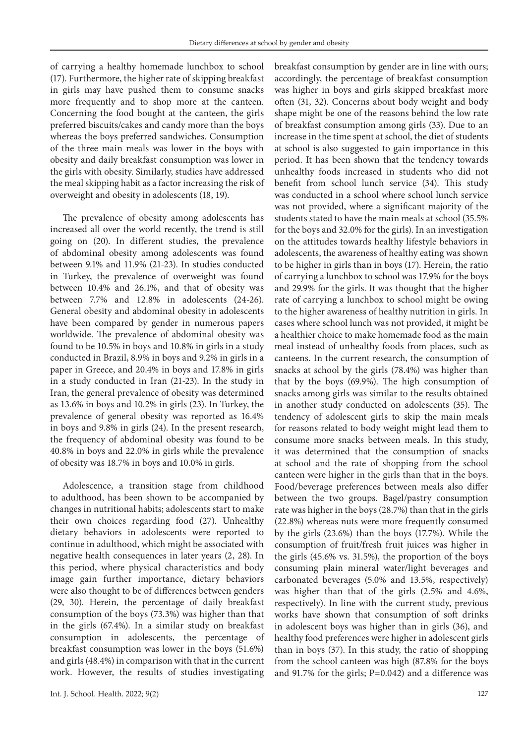of carrying a healthy homemade lunchbox to school (17). Furthermore, the higher rate of skipping breakfast in girls may have pushed them to consume snacks more frequently and to shop more at the canteen. Concerning the food bought at the canteen, the girls preferred biscuits/cakes and candy more than the boys whereas the boys preferred sandwiches. Consumption of the three main meals was lower in the boys with obesity and daily breakfast consumption was lower in the girls with obesity. Similarly, studies have addressed the meal skipping habit as a factor increasing the risk of overweight and obesity in adolescents (18, 19).

The prevalence of obesity among adolescents has increased all over the world recently, the trend is still going on (20). In different studies, the prevalence of abdominal obesity among adolescents was found between 9.1% and 11.9% (21-23). In studies conducted in Turkey, the prevalence of overweight was found between 10.4% and 26.1%, and that of obesity was between 7.7% and 12.8% in adolescents (24-26). General obesity and abdominal obesity in adolescents have been compared by gender in numerous papers worldwide. The prevalence of abdominal obesity was found to be 10.5% in boys and 10.8% in girls in a study conducted in Brazil, 8.9% in boys and 9.2% in girls in a paper in Greece, and 20.4% in boys and 17.8% in girls in a study conducted in Iran (21-23). In the study in Iran, the general prevalence of obesity was determined as 13.6% in boys and 10.2% in girls (23). In Turkey, the prevalence of general obesity was reported as 16.4% in boys and 9.8% in girls (24). In the present research, the frequency of abdominal obesity was found to be 40.8% in boys and 22.0% in girls while the prevalence of obesity was 18.7% in boys and 10.0% in girls.

Adolescence, a transition stage from childhood to adulthood, has been shown to be accompanied by changes in nutritional habits; adolescents start to make their own choices regarding food (27). Unhealthy dietary behaviors in adolescents were reported to continue in adulthood, which might be associated with negative health consequences in later years (2, 28). In this period, where physical characteristics and body image gain further importance, dietary behaviors were also thought to be of differences between genders (29, 30). Herein, the percentage of daily breakfast consumption of the boys (73.3%) was higher than that in the girls (67.4%). In a similar study on breakfast consumption in adolescents, the percentage of breakfast consumption was lower in the boys (51.6%) and girls (48.4%) in comparison with that in the current work. However, the results of studies investigating breakfast consumption by gender are in line with ours; accordingly, the percentage of breakfast consumption was higher in boys and girls skipped breakfast more often (31, 32). Concerns about body weight and body shape might be one of the reasons behind the low rate of breakfast consumption among girls (33). Due to an increase in the time spent at school, the diet of students at school is also suggested to gain importance in this period. It has been shown that the tendency towards unhealthy foods increased in students who did not benefit from school lunch service (34). This study was conducted in a school where school lunch service was not provided, where a significant majority of the students stated to have the main meals at school (35.5% for the boys and 32.0% for the girls). In an investigation on the attitudes towards healthy lifestyle behaviors in adolescents, the awareness of healthy eating was shown to be higher in girls than in boys (17). Herein, the ratio of carrying a lunchbox to school was 17.9% for the boys and 29.9% for the girls. It was thought that the higher rate of carrying a lunchbox to school might be owing to the higher awareness of healthy nutrition in girls. In cases where school lunch was not provided, it might be a healthier choice to make homemade food as the main meal instead of unhealthy foods from places, such as canteens. In the current research, the consumption of snacks at school by the girls (78.4%) was higher than that by the boys (69.9%). The high consumption of snacks among girls was similar to the results obtained in another study conducted on adolescents (35). The tendency of adolescent girls to skip the main meals for reasons related to body weight might lead them to consume more snacks between meals. In this study, it was determined that the consumption of snacks at school and the rate of shopping from the school canteen were higher in the girls than that in the boys. Food/beverage preferences between meals also differ between the two groups. Bagel/pastry consumption rate was higher in the boys (28.7%) than that in the girls (22.8%) whereas nuts were more frequently consumed by the girls (23.6%) than the boys (17.7%). While the consumption of fruit/fresh fruit juices was higher in the girls (45.6% vs. 31.5%), the proportion of the boys consuming plain mineral water/light beverages and carbonated beverages (5.0% and 13.5%, respectively) was higher than that of the girls (2.5% and 4.6%, respectively). In line with the current study, previous works have shown that consumption of soft drinks in adolescent boys was higher than in girls (36), and healthy food preferences were higher in adolescent girls than in boys (37). In this study, the ratio of shopping from the school canteen was high (87.8% for the boys and 91.7% for the girls; P=0.042) and a difference was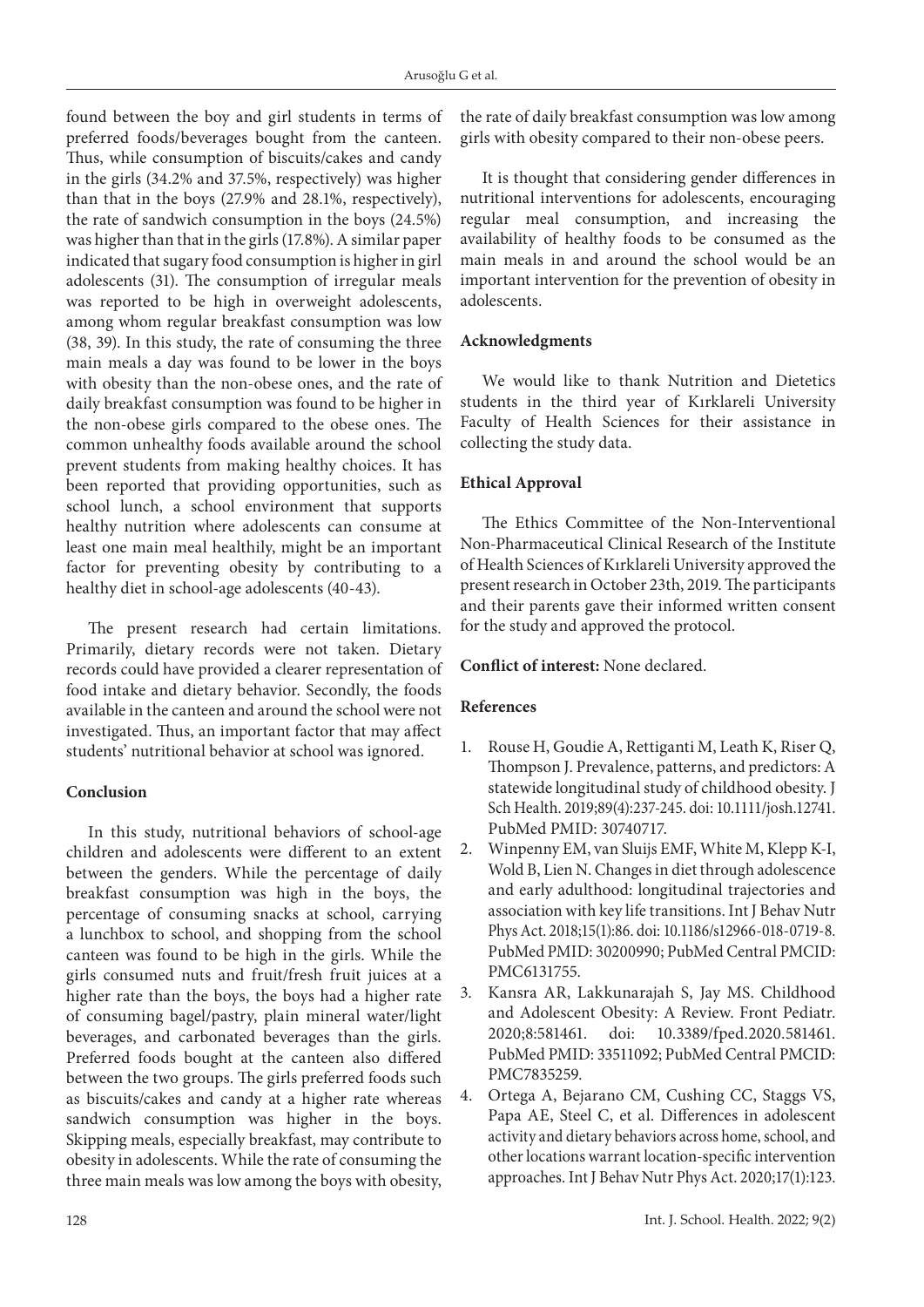found between the boy and girl students in terms of preferred foods/beverages bought from the canteen. Thus, while consumption of biscuits/cakes and candy in the girls (34.2% and 37.5%, respectively) was higher than that in the boys (27.9% and 28.1%, respectively), the rate of sandwich consumption in the boys (24.5%) was higher than that in the girls (17.8%). A similar paper indicated that sugary food consumption is higher in girl adolescents (31). The consumption of irregular meals was reported to be high in overweight adolescents, among whom regular breakfast consumption was low (38, 39). In this study, the rate of consuming the three main meals a day was found to be lower in the boys with obesity than the non-obese ones, and the rate of daily breakfast consumption was found to be higher in the non-obese girls compared to the obese ones. The common unhealthy foods available around the school prevent students from making healthy choices. It has been reported that providing opportunities, such as school lunch, a school environment that supports healthy nutrition where adolescents can consume at least one main meal healthily, might be an important factor for preventing obesity by contributing to a healthy diet in school-age adolescents (40-43).

The present research had certain limitations. Primarily, dietary records were not taken. Dietary records could have provided a clearer representation of food intake and dietary behavior. Secondly, the foods available in the canteen and around the school were not investigated. Thus, an important factor that may affect students' nutritional behavior at school was ignored.

**Conclusion**

In this study, nutritional behaviors of school-age children and adolescents were different to an extent between the genders. While the percentage of daily breakfast consumption was high in the boys, the percentage of consuming snacks at school, carrying a lunchbox to school, and shopping from the school canteen was found to be high in the girls. While the girls consumed nuts and fruit/fresh fruit juices at a higher rate than the boys, the boys had a higher rate of consuming bagel/pastry, plain mineral water/light beverages, and carbonated beverages than the girls. Preferred foods bought at the canteen also differed between the two groups. The girls preferred foods such as biscuits/cakes and candy at a higher rate whereas sandwich consumption was higher in the boys. Skipping meals, especially breakfast, may contribute to obesity in adolescents. While the rate of consuming the three main meals was low among the boys with obesity, the rate of daily breakfast consumption was low among girls with obesity compared to their non-obese peers.

It is thought that considering gender differences in nutritional interventions for adolescents, encouraging regular meal consumption, and increasing the availability of healthy foods to be consumed as the main meals in and around the school would be an important intervention for the prevention of obesity in adolescents.

**Acknowledgments**

We would like to thank Nutrition and Dietetics students in the third year of Kırklareli University Faculty of Health Sciences for their assistance in collecting the study data.

**Ethical Approval**

The Ethics Committee of the Non-Interventional Non-Pharmaceutical Clinical Research of the Institute of Health Sciences of Kırklareli University approved the present research in October 23th, 2019. The participants and their parents gave their informed written consent for the study and approved the protocol.

**Conflict of interest:** None declared.

**References**

1. Rouse H, Goudie A, Rettiganti M, Leath K, Riser Q, Thompson J. Prevalence, patterns, and predictors: A statewide longitudinal study of childhood obesity. J Sch Health. 2019;89(4):237-245. doi: 10.1111/josh.12741. PubMed PMID: 30740717.
2. Winpenny EM, van Sluijs EMF, White M, Klepp K-I, Wold B, Lien N. Changes in diet through adolescence and early adulthood: longitudinal trajectories and association with key life transitions. Int J Behav Nutr Phys Act. 2018;15(1):86. doi: 10.1186/s12966-018-0719-8. PubMed PMID: 30200990; PubMed Central PMCID: PMC6131755.
3. Kansra AR, Lakkunarajah S, Jay MS. Childhood and Adolescent Obesity: A Review. Front Pediatr. 2020;8:581461. doi: 10.3389/fped.2020.581461. PubMed PMID: 33511092; PubMed Central PMCID: PMC7835259.
4. Ortega A, Bejarano CM, Cushing CC, Staggs VS, Papa AE, Steel C, et al. Differences in adolescent activity and dietary behaviors across home, school, and other locations warrant location-specific intervention approaches. Int J Behav Nutr Phys Act. 2020;17(1):123.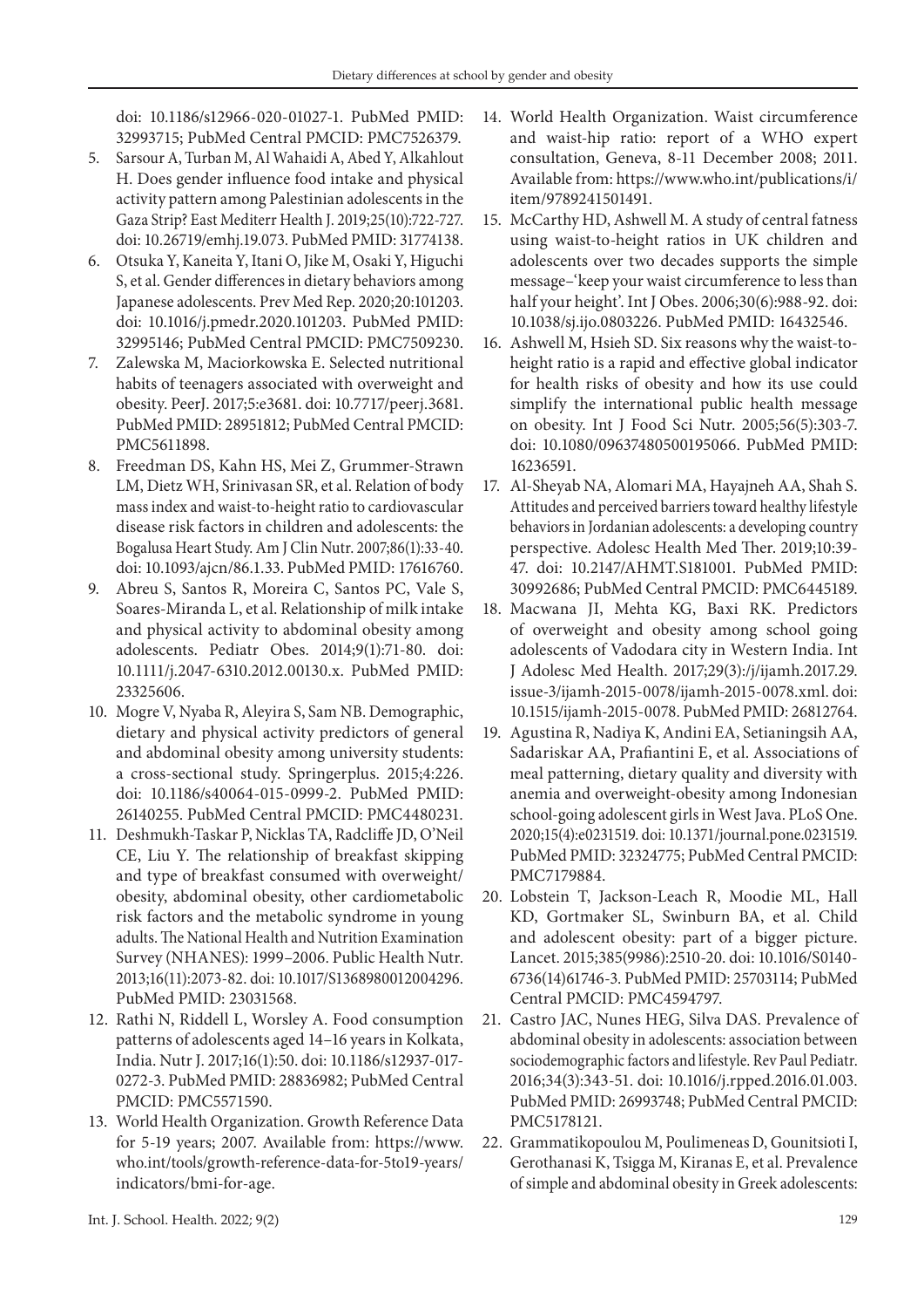doi: 10.1186/s12966-020-01027-1. PubMed PMID: 32993715; PubMed Central PMCID: PMC7526379.

5. Sarsour A, Turban M, Al Wahaidi A, Abed Y, Alkahlout H. Does gender influence food intake and physical activity pattern among Palestinian adolescents in the Gaza Strip? East Mediterr Health J. 2019;25(10):722-727. doi: 10.26719/emhj.19.073. PubMed PMID: 31774138.
6. Otsuka Y, Kaneita Y, Itani O, Jike M, Osaki Y, Higuchi S, et al. Gender differences in dietary behaviors among Japanese adolescents. Prev Med Rep. 2020;20:101203. doi: 10.1016/j.pmedr.2020.101203. PubMed PMID: 32995146; PubMed Central PMCID: PMC7509230.
7. Zalewska M, Maciorkowska E. Selected nutritional habits of teenagers associated with overweight and obesity. PeerJ. 2017;5:e3681. doi: 10.7717/peerj.3681. PubMed PMID: 28951812; PubMed Central PMCID: PMC5611898.
8. Freedman DS, Kahn HS, Mei Z, Grummer-Strawn LM, Dietz WH, Srinivasan SR, et al. Relation of body mass index and waist-to-height ratio to cardiovascular disease risk factors in children and adolescents: the Bogalusa Heart Study. Am J Clin Nutr. 2007;86(1):33-40. doi: 10.1093/ajcn/86.1.33. PubMed PMID: 17616760.
9. Abreu S, Santos R, Moreira C, Santos PC, Vale S, Soares-Miranda L, et al. Relationship of milk intake and physical activity to abdominal obesity among adolescents. Pediatr Obes. 2014;9(1):71-80. doi: 10.1111/j.2047-6310.2012.00130.x. PubMed PMID: 23325606.
10. Mogre V, Nyaba R, Aleyira S, Sam NB. Demographic, dietary and physical activity predictors of general and abdominal obesity among university students: a cross-sectional study. Springerplus. 2015;4:226. doi: 10.1186/s40064-015-0999-2. PubMed PMID: 26140255. PubMed Central PMCID: PMC4480231.
11. Deshmukh-Taskar P, Nicklas TA, Radcliffe JD, O'Neil CE, Liu Y. The relationship of breakfast skipping and type of breakfast consumed with overweight/obesity, abdominal obesity, other cardiometabolic risk factors and the metabolic syndrome in young adults. The National Health and Nutrition Examination Survey (NHANES): 1999–2006. Public Health Nutr. 2013;16(11):2073-82. doi: 10.1017/S1368980012004296. PubMed PMID: 23031568.
12. Rathi N, Riddell L, Worsley A. Food consumption patterns of adolescents aged 14–16 years in Kolkata, India. Nutr J. 2017;16(1):50. doi: 10.1186/s12937-017-0272-3. PubMed PMID: 28836982; PubMed Central PMCID: PMC5571590.
13. World Health Organization. Growth Reference Data for 5-19 years; 2007. Available from: https://www.who.int/tools/growth-reference-data-for-5to19-years/indicators/bmi-for-age.
14. World Health Organization. Waist circumference and waist-hip ratio: report of a WHO expert consultation, Geneva, 8-11 December 2008; 2011. Available from: https://www.who.int/publications/i/item/9789241501491.
15. McCarthy HD, Ashwell M. A study of central fatness using waist-to-height ratios in UK children and adolescents over two decades supports the simple message–'keep your waist circumference to less than half your height'. Int J Obes. 2006;30(6):988-92. doi: 10.1038/sj.ijo.0803226. PubMed PMID: 16432546.
16. Ashwell M, Hsieh SD. Six reasons why the waist-to-height ratio is a rapid and effective global indicator for health risks of obesity and how its use could simplify the international public health message on obesity. Int J Food Sci Nutr. 2005;56(5):303-7. doi: 10.1080/09637480500195066. PubMed PMID: 16236591.
17. Al-Sheyab NA, Alomari MA, Hayajneh AA, Shah S. Attitudes and perceived barriers toward healthy lifestyle behaviors in Jordanian adolescents: a developing country perspective. Adolesc Health Med Ther. 2019;10:39-47. doi: 10.2147/AHMT.S181001. PubMed PMID: 30992686; PubMed Central PMCID: PMC6445189.
18. Macwana JI, Mehta KG, Baxi RK. Predictors of overweight and obesity among school going adolescents of Vadodara city in Western India. Int J Adolesc Med Health. 2017;29(3):/j/ijamh.2017.29.issue-3/ijamh-2015-0078/ijamh-2015-0078.xml. doi: 10.1515/ijamh-2015-0078. PubMed PMID: 26812764.
19. Agustina R, Nadiya K, Andini EA, Setianingsih AA, Sadariskar AA, Prafiantini E, et al. Associations of meal patterning, dietary quality and diversity with anemia and overweight-obesity among Indonesian school-going adolescent girls in West Java. PLoS One. 2020;15(4):e0231519. doi: 10.1371/journal.pone.0231519. PubMed PMID: 32324775; PubMed Central PMCID: PMC7179884.
20. Lobstein T, Jackson-Leach R, Moodie ML, Hall KD, Gortmaker SL, Swinburn BA, et al. Child and adolescent obesity: part of a bigger picture. Lancet. 2015;385(9986):2510-20. doi: 10.1016/S0140-6736(14)61746-3. PubMed PMID: 25703114; PubMed Central PMCID: PMC4594797.
21. Castro JAC, Nunes HEG, Silva DAS. Prevalence of abdominal obesity in adolescents: association between sociodemographic factors and lifestyle. Rev Paul Pediatr. 2016;34(3):343-51. doi: 10.1016/j.rpped.2016.01.003. PubMed PMID: 26993748; PubMed Central PMCID: PMC5178121.
22. Grammatikopoulou M, Poulimeneas D, Gounitsioti I, Gerothanasi K, Tsigga M, Kiranas E, et al. Prevalence of simple and abdominal obesity in Greek adolescents: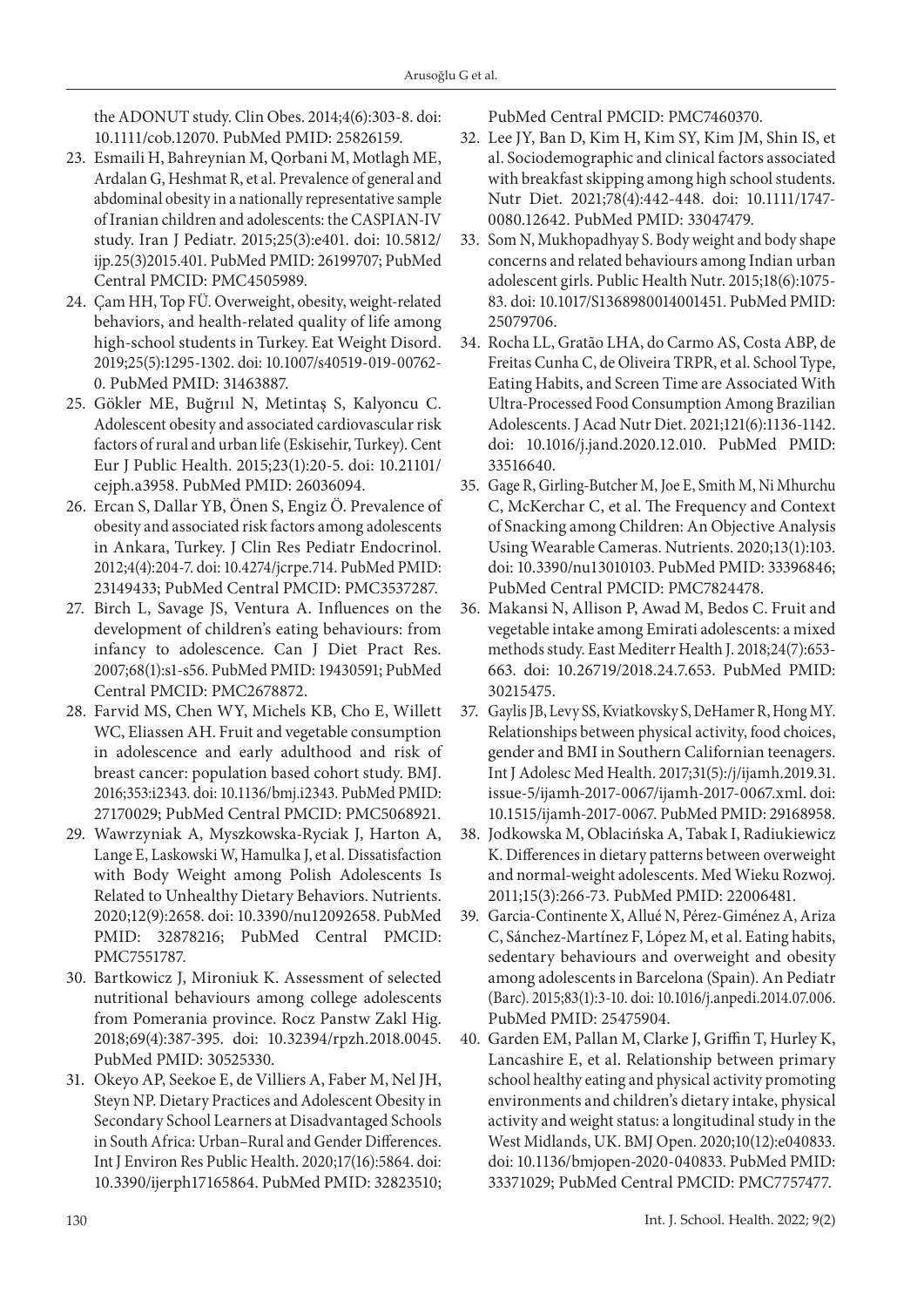the ADONUT study. Clin Obes. 2014;4(6):303-8. doi: 10.1111/cob.12070. PubMed PMID: 25826159.

23. Esmaili H, Bahreynian M, Qorbani M, Motlagh ME, Ardalan G, Heshmat R, et al. Prevalence of general and abdominal obesity in a nationally representative sample of Iranian children and adolescents: the CASPIAN-IV study. Iran J Pediatr. 2015;25(3):e401. doi: 10.5812/ijp.25(3)2015.401. PubMed PMID: 26199707; PubMed Central PMCID: PMC4505989.
24. Çam HH, Top FÜ. Overweight, obesity, weight-related behaviors, and health-related quality of life among high-school students in Turkey. Eat Weight Disord. 2019;25(5):1295-1302. doi: 10.1007/s40519-019-00762-0. PubMed PMID: 31463887.
25. Gökler ME, Buğrıul N, Metintaş S, Kalyoncu C. Adolescent obesity and associated cardiovascular risk factors of rural and urban life (Eskisehir, Turkey). Cent Eur J Public Health. 2015;23(1):20-5. doi: 10.21101/cejph.a3958. PubMed PMID: 26036094.
26. Ercan S, Dallar YB, Önen S, Engiz Ö. Prevalence of obesity and associated risk factors among adolescents in Ankara, Turkey. J Clin Res Pediatr Endocrinol. 2012;4(4):204-7. doi: 10.4274/jcrpe.714. PubMed PMID: 23149433; PubMed Central PMCID: PMC3537287.
27. Birch L, Savage JS, Ventura A. Influences on the development of children's eating behaviours: from infancy to adolescence. Can J Diet Pract Res. 2007;68(1):s1-s56. PubMed PMID: 19430591; PubMed Central PMCID: PMC2678872.
28. Farvid MS, Chen WY, Michels KB, Cho E, Willett WC, Eliassen AH. Fruit and vegetable consumption in adolescence and early adulthood and risk of breast cancer: population based cohort study. BMJ. 2016;353:i2343. doi: 10.1136/bmj.i2343. PubMed PMID: 27170029; PubMed Central PMCID: PMC5068921.
29. Wawrzyniak A, Myszkowska-Ryciak J, Harton A, Lange E, Laskowski W, Hamulka J, et al. Dissatisfaction with Body Weight among Polish Adolescents Is Related to Unhealthy Dietary Behaviors. Nutrients. 2020;12(9):2658. doi: 10.3390/nu12092658. PubMed PMID: 32878216; PubMed Central PMCID: PMC7551787.
30. Bartkowicz J, Mironiuk K. Assessment of selected nutritional behaviours among college adolescents from Pomerania province. Rocz Panstw Zakl Hig. 2018;69(4):387-395. doi: 10.32394/rpzh.2018.0045. PubMed PMID: 30525330.
31. Okeyo AP, Seekoe E, de Villiers A, Faber M, Nel JH, Steyn NP. Dietary Practices and Adolescent Obesity in Secondary School Learners at Disadvantaged Schools in South Africa: Urban–Rural and Gender Differences. Int J Environ Res Public Health. 2020;17(16):5864. doi: 10.3390/ijerph17165864. PubMed PMID: 32823510; PubMed Central PMCID: PMC7460370.
32. Lee JY, Ban D, Kim H, Kim SY, Kim JM, Shin IS, et al. Sociodemographic and clinical factors associated with breakfast skipping among high school students. Nutr Diet. 2021;78(4):442-448. doi: 10.1111/1747-0080.12642. PubMed PMID: 33047479.
33. Som N, Mukhopadhyay S. Body weight and body shape concerns and related behaviours among Indian urban adolescent girls. Public Health Nutr. 2015;18(6):1075-83. doi: 10.1017/S1368980014001451. PubMed PMID: 25079706.
34. Rocha LL, Gratão LHA, do Carmo AS, Costa ABP, de Freitas Cunha C, de Oliveira TRPR, et al. School Type, Eating Habits, and Screen Time are Associated With Ultra-Processed Food Consumption Among Brazilian Adolescents. J Acad Nutr Diet. 2021;121(6):1136-1142. doi: 10.1016/j.jand.2020.12.010. PubMed PMID: 33516640.
35. Gage R, Girling-Butcher M, Joe E, Smith M, Ni Mhurchu C, McKerchar C, et al. The Frequency and Context of Snacking among Children: An Objective Analysis Using Wearable Cameras. Nutrients. 2020;13(1):103. doi: 10.3390/nu13010103. PubMed PMID: 33396846; PubMed Central PMCID: PMC7824478.
36. Makansi N, Allison P, Awad M, Bedos C. Fruit and vegetable intake among Emirati adolescents: a mixed methods study. East Mediterr Health J. 2018;24(7):653-663. doi: 10.26719/2018.24.7.653. PubMed PMID: 30215475.
37. Gaylis JB, Levy SS, Kviatkovsky S, DeHamer R, Hong MY. Relationships between physical activity, food choices, gender and BMI in Southern Californian teenagers. Int J Adolesc Med Health. 2017;31(5):/j/ijamh.2019.31.issue-5/ijamh-2017-0067/ijamh-2017-0067.xml. doi: 10.1515/ijamh-2017-0067. PubMed PMID: 29168958.
38. Jodkowska M, Oblacińska A, Tabak I, Radiukiewicz K. Differences in dietary patterns between overweight and normal-weight adolescents. Med Wieku Rozwoj. 2011;15(3):266-73. PubMed PMID: 22006481.
39. Garcia-Continente X, Allué N, Pérez-Giménez A, Ariza C, Sánchez-Martínez F, López M, et al. Eating habits, sedentary behaviours and overweight and obesity among adolescents in Barcelona (Spain). An Pediatr (Barc). 2015;83(1):3-10. doi: 10.1016/j.anpedi.2014.07.006. PubMed PMID: 25475904.
40. Garden EM, Pallan M, Clarke J, Griffin T, Hurley K, Lancashire E, et al. Relationship between primary school healthy eating and physical activity promoting environments and children's dietary intake, physical activity and weight status: a longitudinal study in the West Midlands, UK. BMJ Open. 2020;10(12):e040833. doi: 10.1136/bmjopen-2020-040833. PubMed PMID: 33371029; PubMed Central PMCID: PMC7757477.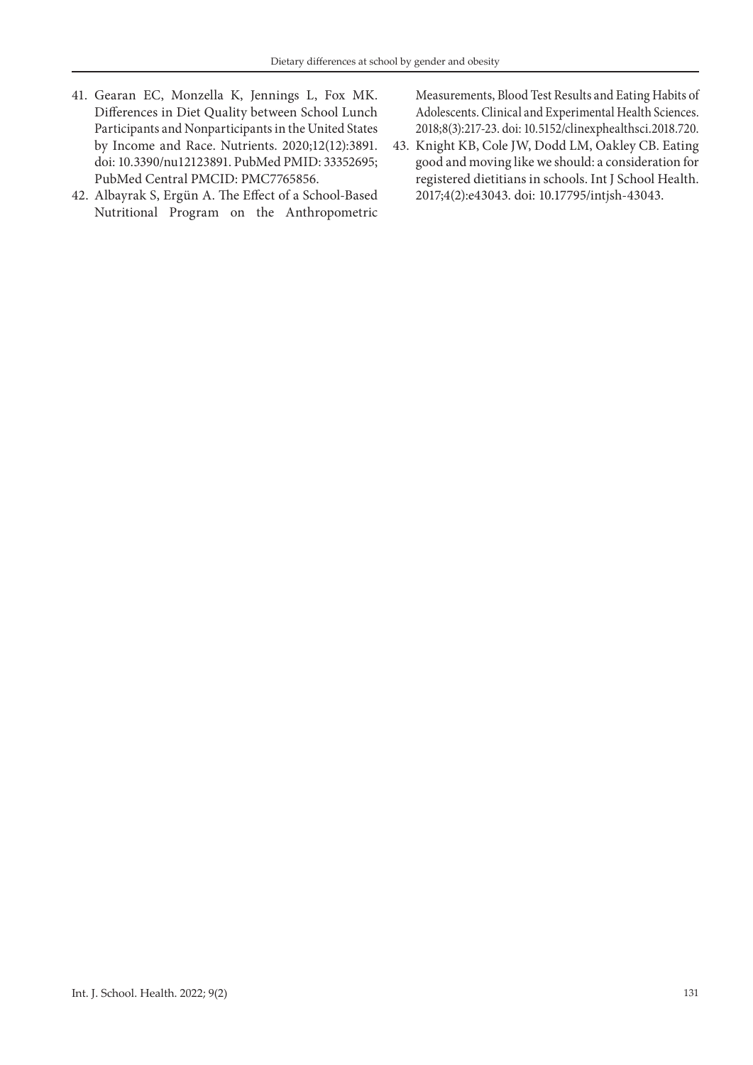41. Gearan EC, Monzella K, Jennings L, Fox MK. Differences in Diet Quality between School Lunch Participants and Nonparticipants in the United States by Income and Race. Nutrients. 2020;12(12):3891. doi: 10.3390/nu12123891. PubMed PMID: 33352695; PubMed Central PMCID: PMC7765856.
42. Albayrak S, Ergün A. The Effect of a School-Based Nutritional Program on the Anthropometric Measurements, Blood Test Results and Eating Habits of Adolescents. Clinical and Experimental Health Sciences. 2018;8(3):217-23. doi: 10.5152/clinexphealthsci.2018.720.
43. Knight KB, Cole JW, Dodd LM, Oakley CB. Eating good and moving like we should: a consideration for registered dietitians in schools. Int J School Health. 2017;4(2):e43043. doi: 10.17795/intjsh-43043.